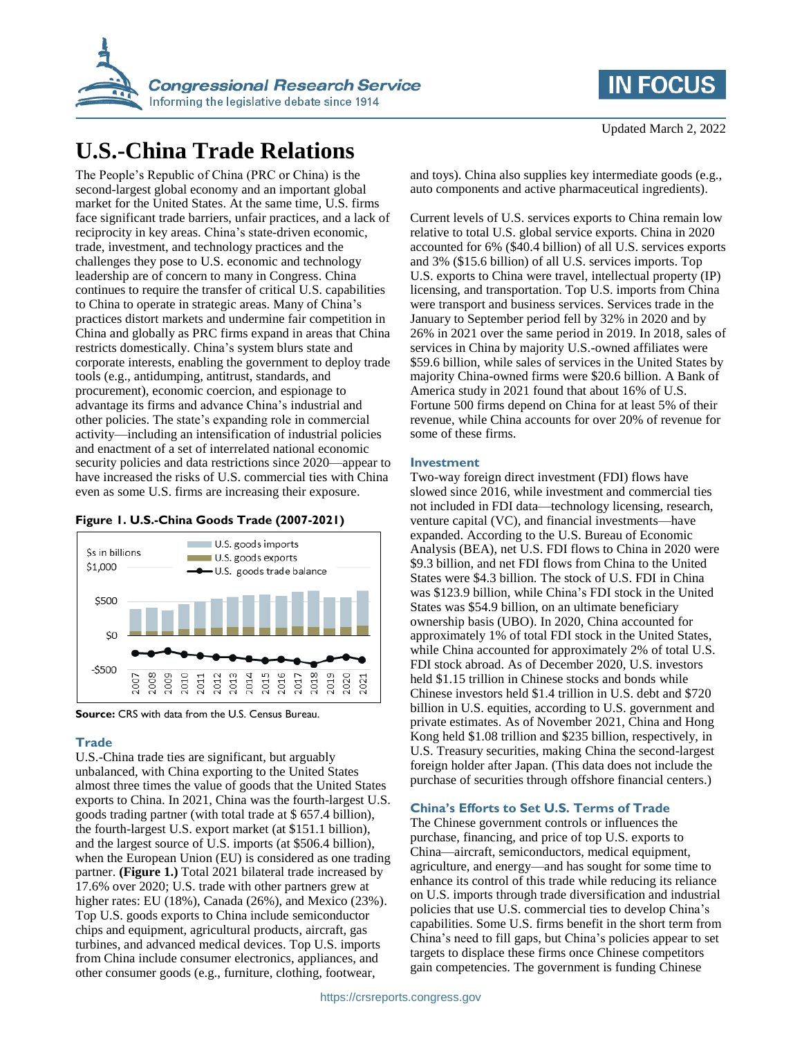# U.S.-China Trade Relations

Updated March 2, 2022

The People's Republic of China (PRC or China) is the second-largest global economy and an important global market for the United States. At the same time, U.S. firms face significant trade barriers, unfair practices, and a lack of reciprocity in key areas. China's state-driven economic, trade, investment, and technology practices and the challenges they pose to U.S. economic and technology leadership are of concern to many in Congress. China continues to require the transfer of critical U.S. capabilities to China to operate in strategic areas. Many of China's practices distort markets and undermine fair competition in China and globally as PRC firms expand in areas that China restricts domestically. China's system blurs state and corporate interests, enabling the government to deploy trade tools (e.g., antidumping, antitrust, standards, and procurement), economic coercion, and espionage to advantage its firms and advance China's industrial and other policies. The state's expanding role in commercial activity—including an intensification of industrial policies and enactment of a set of interrelated national economic security policies and data restrictions since 2020—appear to have increased the risks of U.S. commercial ties with China even as some U.S. firms are increasing their exposure.

**Figure 1. U.S.-China Goods Trade (2007-2021)**

**Source:** CRS with data from the U.S. Census Bureau.

## Trade

U.S.-China trade ties are significant, but arguably unbalanced, with China exporting to the United States almost three times the value of goods that the United States exports to China. In 2021, China was the fourth-largest U.S. goods trading partner (with total trade at $ 657.4 billion), the fourth-largest U.S. export market (at $151.1 billion), and the largest source of U.S. imports (at $506.4 billion), when the European Union (EU) is considered as one trading partner. **(Figure 1.)** Total 2021 bilateral trade increased by 17.6% over 2020; U.S. trade with other partners grew at higher rates: EU (18%), Canada (26%), and Mexico (23%). Top U.S. goods exports to China include semiconductor chips and equipment, agricultural products, aircraft, gas turbines, and advanced medical devices. Top U.S. imports from China include consumer electronics, appliances, and other consumer goods (e.g., furniture, clothing, footwear, and toys). China also supplies key intermediate goods (e.g., auto components and active pharmaceutical ingredients).

Current levels of U.S. services exports to China remain low relative to total U.S. global service exports. China in 2020 accounted for 6% ($40.4 billion) of all U.S. services exports and 3% ($15.6 billion) of all U.S. services imports. Top U.S. exports to China were travel, intellectual property (IP) licensing, and transportation. Top U.S. imports from China were transport and business services. Services trade in the January to September period fell by 32% in 2020 and by 26% in 2021 over the same period in 2019. In 2018, sales of services in China by majority U.S.-owned affiliates were $59.6 billion, while sales of services in the United States by majority China-owned firms were $20.6 billion. A Bank of America study in 2021 found that about 16% of U.S. Fortune 500 firms depend on China for at least 5% of their revenue, while China accounts for over 20% of revenue for some of these firms.

## Investment

Two-way foreign direct investment (FDI) flows have slowed since 2016, while investment and commercial ties not included in FDI data—technology licensing, research, venture capital (VC), and financial investments—have expanded. According to the U.S. Bureau of Economic Analysis (BEA), net U.S. FDI flows to China in 2020 were $9.3 billion, and net FDI flows from China to the United States were $4.3 billion. The stock of U.S. FDI in China was $123.9 billion, while China's FDI stock in the United States was $54.9 billion, on an ultimate beneficiary ownership basis (UBO). In 2020, China accounted for approximately 1% of total FDI stock in the United States, while China accounted for approximately 2% of total U.S. FDI stock abroad. As of December 2020, U.S. investors held $1.15 trillion in Chinese stocks and bonds while Chinese investors held $1.4 trillion in U.S. debt and $720 billion in U.S. equities, according to U.S. government and private estimates. As of November 2021, China and Hong Kong held $1.08 trillion and $235 billion, respectively, in U.S. Treasury securities, making China the second-largest foreign holder after Japan. (This data does not include the purchase of securities through offshore financial centers.)

## China's Efforts to Set U.S. Terms of Trade

The Chinese government controls or influences the purchase, financing, and price of top U.S. exports to China—aircraft, semiconductors, medical equipment, agriculture, and energy—and has sought for some time to enhance its control of this trade while reducing its reliance on U.S. imports through trade diversification and industrial policies that use U.S. commercial ties to develop China's capabilities. Some U.S. firms benefit in the short term from China's need to fill gaps, but China's policies appear to set targets to displace these firms once Chinese competitors gain competencies. The government is funding Chinese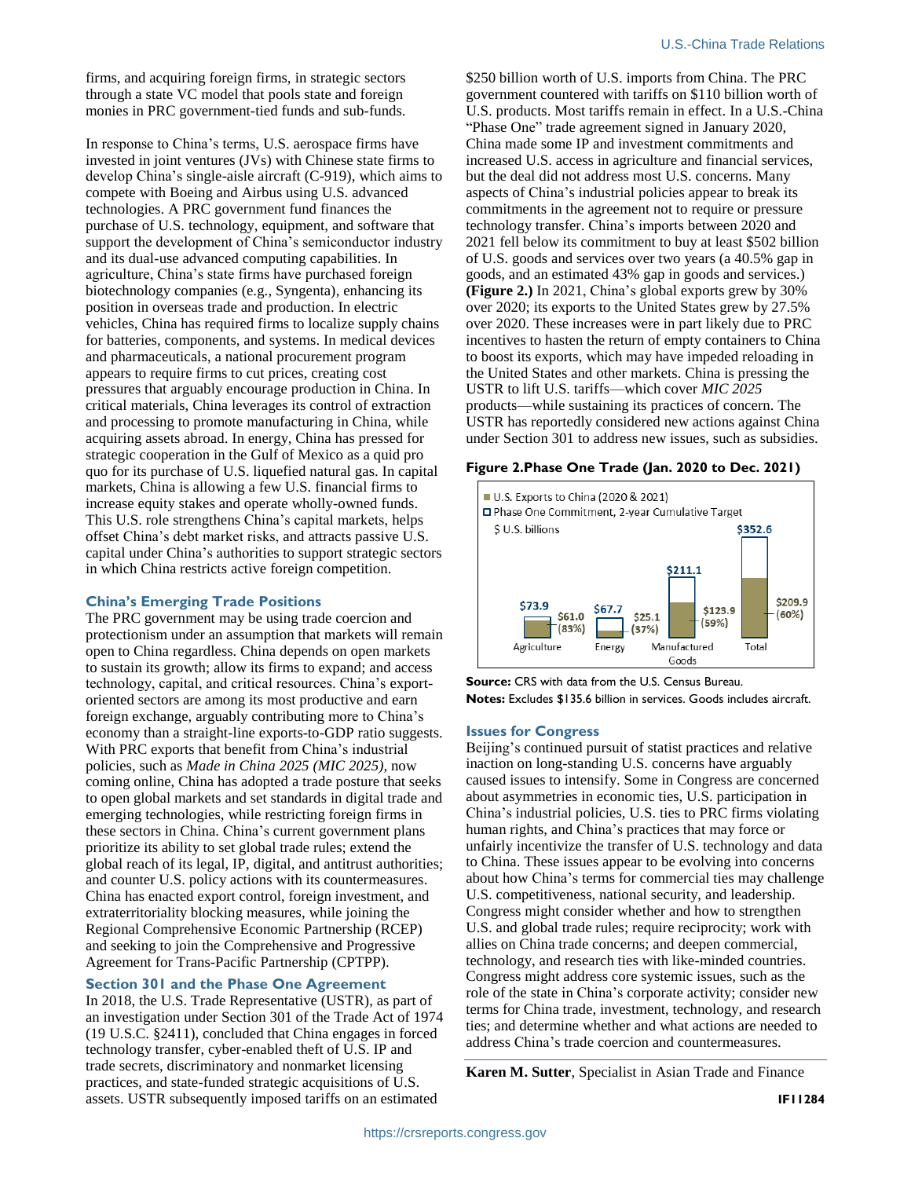firms, and acquiring foreign firms, in strategic sectors through a state VC model that pools state and foreign monies in PRC government-tied funds and sub-funds.

In response to China's terms, U.S. aerospace firms have invested in joint ventures (JVs) with Chinese state firms to develop China's single-aisle aircraft (C-919), which aims to compete with Boeing and Airbus using U.S. advanced technologies. A PRC government fund finances the purchase of U.S. technology, equipment, and software that support the development of China's semiconductor industry and its dual-use advanced computing capabilities. In agriculture, China's state firms have purchased foreign biotechnology companies (e.g., Syngenta), enhancing its position in overseas trade and production. In electric vehicles, China has required firms to localize supply chains for batteries, components, and systems. In medical devices and pharmaceuticals, a national procurement program appears to require firms to cut prices, creating cost pressures that arguably encourage production in China. In critical materials, China leverages its control of extraction and processing to promote manufacturing in China, while acquiring assets abroad. In energy, China has pressed for strategic cooperation in the Gulf of Mexico as a quid pro quo for its purchase of U.S. liquefied natural gas. In capital markets, China is allowing a few U.S. financial firms to increase equity stakes and operate wholly-owned funds. This U.S. role strengthens China's capital markets, helps offset China's debt market risks, and attracts passive U.S. capital under China's authorities to support strategic sectors in which China restricts active foreign competition.

## China's Emerging Trade Positions

The PRC government may be using trade coercion and protectionism under an assumption that markets will remain open to China regardless. China depends on open markets to sustain its growth; allow its firms to expand; and access technology, capital, and critical resources. China's export-oriented sectors are among its most productive and earn foreign exchange, arguably contributing more to China's economy than a straight-line exports-to-GDP ratio suggests. With PRC exports that benefit from China's industrial policies, such as *Made in China 2025 (MIC 2025)*, now coming online, China has adopted a trade posture that seeks to open global markets and set standards in digital trade and emerging technologies, while restricting foreign firms in these sectors in China. China's current government plans prioritize its ability to set global trade rules; extend the global reach of its legal, IP, digital, and antitrust authorities; and counter U.S. policy actions with its countermeasures. China has enacted export control, foreign investment, and extraterritoriality blocking measures, while joining the Regional Comprehensive Economic Partnership (RCEP) and seeking to join the Comprehensive and Progressive Agreement for Trans-Pacific Partnership (CPTPP).

## Section 301 and the Phase One Agreement

In 2018, the U.S. Trade Representative (USTR), as part of an investigation under Section 301 of the Trade Act of 1974 (19 U.S.C. §2411), concluded that China engages in forced technology transfer, cyber-enabled theft of U.S. IP and trade secrets, discriminatory and nonmarket licensing practices, and state-funded strategic acquisitions of U.S. assets. USTR subsequently imposed tariffs on an estimated $250 billion worth of U.S. imports from China. The PRC government countered with tariffs on $110 billion worth of U.S. products. Most tariffs remain in effect. In a U.S.-China "Phase One" trade agreement signed in January 2020, China made some IP and investment commitments and increased U.S. access in agriculture and financial services, but the deal did not address most U.S. concerns. Many aspects of China's industrial policies appear to break its commitments in the agreement not to require or pressure technology transfer. China's imports between 2020 and 2021 fell below its commitment to buy at least $502 billion of U.S. goods and services over two years (a 40.5% gap in goods, and an estimated 43% gap in goods and services.) **(Figure 2.)** In 2021, China's global exports grew by 30% over 2020; its exports to the United States grew by 27.5% over 2020. These increases were in part likely due to PRC incentives to hasten the return of empty containers to China to boost its exports, which may have impeded reloading in the United States and other markets. China is pressing the USTR to lift U.S. tariffs—which cover *MIC 2025* products—while sustaining its practices of concern. The USTR has reportedly considered new actions against China under Section 301 to address new issues, such as subsidies.

**Figure 2.Phase One Trade (Jan. 2020 to Dec. 2021)**

| $ U.S. billions | Agriculture | Energy | Manufactured Goods | Total |
|---|---|---|---|---|
| U.S. Exports to China (2020 & 2021) | $61.0 (83%) | $25.1 (37%) | $123.9 (59%) | $209.9 (60%) |
| Phase One Commitment, 2-year Cumulative Target | $73.9 | $67.7 | $211.1 | $352.6 |

**Source:** CRS with data from the U.S. Census Bureau.
**Notes:** Excludes $135.6 billion in services. Goods includes aircraft.

## Issues for Congress

Beijing's continued pursuit of statist practices and relative inaction on long-standing U.S. concerns have arguably caused issues to intensify. Some in Congress are concerned about asymmetries in economic ties, U.S. participation in China's industrial policies, U.S. ties to PRC firms violating human rights, and China's practices that may force or unfairly incentivize the transfer of U.S. technology and data to China. These issues appear to be evolving into concerns about how China's terms for commercial ties may challenge U.S. competitiveness, national security, and leadership. Congress might consider whether and how to strengthen U.S. and global trade rules; require reciprocity; work with allies on China trade concerns; and deepen commercial, technology, and research ties with like-minded countries. Congress might address core systemic issues, such as the role of the state in China's corporate activity; consider new terms for China trade, investment, technology, and research ties; and determine whether and what actions are needed to address China's trade coercion and countermeasures.

**Karen M. Sutter**, Specialist in Asian Trade and Finance

IF11284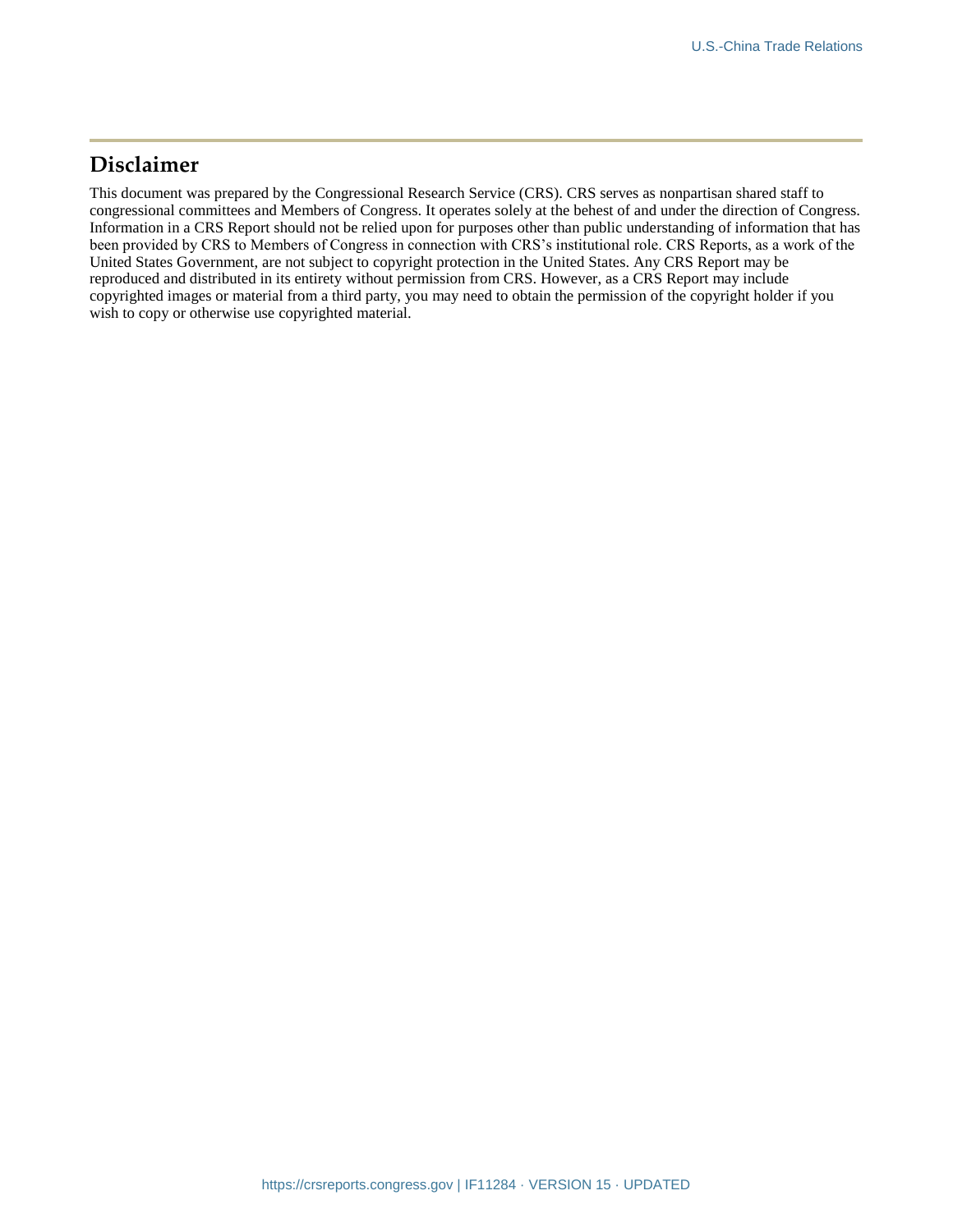## Disclaimer

This document was prepared by the Congressional Research Service (CRS). CRS serves as nonpartisan shared staff to congressional committees and Members of Congress. It operates solely at the behest of and under the direction of Congress. Information in a CRS Report should not be relied upon for purposes other than public understanding of information that has been provided by CRS to Members of Congress in connection with CRS's institutional role. CRS Reports, as a work of the United States Government, are not subject to copyright protection in the United States. Any CRS Report may be reproduced and distributed in its entirety without permission from CRS. However, as a CRS Report may include copyrighted images or material from a third party, you may need to obtain the permission of the copyright holder if you wish to copy or otherwise use copyrighted material.